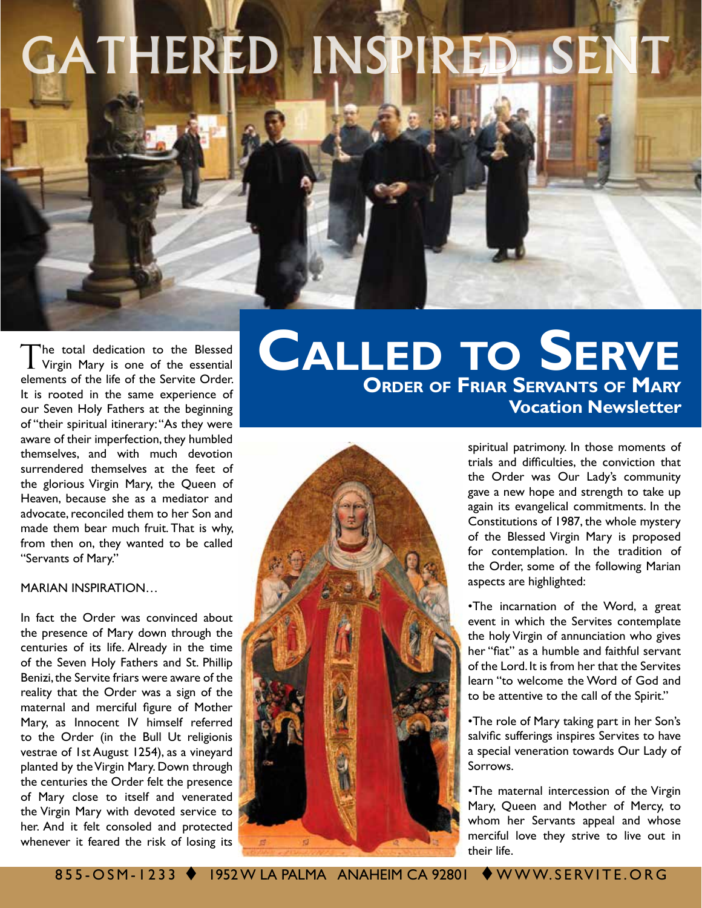# GATHERED · INSPIRED · SENT

# Called to Serve

## Order of Friar Servants of Mary

## Vocation Newsletter

The total dedication to the Blessed Virgin Mary is one of the essential elements of the life of the Servite Order. It is rooted in the same experience of our Seven Holy Fathers at the beginning of "their spiritual itinerary: "As they were aware of their imperfection, they humbled themselves, and with much devotion surrendered themselves at the feet of the glorious Virgin Mary, the Queen of Heaven, because she as a mediator and advocate, reconciled them to her Son and made them bear much fruit. That is why, from then on, they wanted to be called "Servants of Mary."

MARIAN INSPIRATION…

In fact the Order was convinced about the presence of Mary down through the centuries of its life. Already in the time of the Seven Holy Fathers and St. Phillip Benizi, the Servite friars were aware of the reality that the Order was a sign of the maternal and merciful figure of Mother Mary, as Innocent IV himself referred to the Order (in the Bull Ut religionis vestrae of 1st August 1254), as a vineyard planted by the Virgin Mary. Down through the centuries the Order felt the presence of Mary close to itself and venerated the Virgin Mary with devoted service to her. And it felt consoled and protected whenever it feared the risk of losing its spiritual patrimony. In those moments of trials and difficulties, the conviction that the Order was Our Lady's community gave a new hope and strength to take up again its evangelical commitments. In the Constitutions of 1987, the whole mystery of the Blessed Virgin Mary is proposed for contemplation. In the tradition of the Order, some of the following Marian aspects are highlighted:

- The incarnation of the Word, a great event in which the Servites contemplate the holy Virgin of annunciation who gives her "fiat" as a humble and faithful servant of the Lord. It is from her that the Servites learn "to welcome the Word of God and to be attentive to the call of the Spirit."
- The role of Mary taking part in her Son's salvific sufferings inspires Servites to have a special veneration towards Our Lady of Sorrows.
- The maternal intercession of the Virgin Mary, Queen and Mother of Mercy, to whom her Servants appeal and whose merciful love they strive to live out in their life.

855-OSM-1233 ♦ 1952 W LA PALMA ANAHEIM CA 92801 ♦ WWW.SERVITE.ORG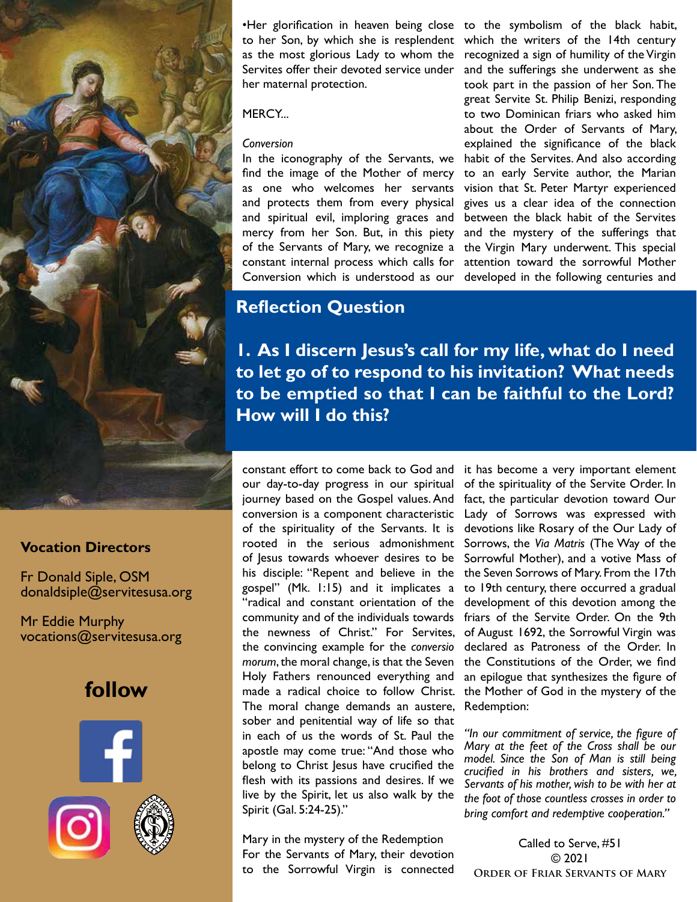•Her glorification in heaven being close to her Son, by which she is resplendent as the most glorious Lady to whom the Servites offer their devoted service under her maternal protection.

MERCY...

*Conversion*

In the iconography of the Servants, we find the image of the Mother of mercy as one who welcomes her servants and protects them from every physical and spiritual evil, imploring graces and mercy from her Son. But, in this piety of the Servants of Mary, we recognize a constant internal process which calls for Conversion which is understood as our constant effort to come back to God and our day-to-day progress in our spiritual journey based on the Gospel values. And conversion is a component characteristic of the spirituality of the Servants. It is rooted in the serious admonishment of Jesus towards whoever desires to be his disciple: "Repent and believe in the gospel" (Mk. 1:15) and it implicates a "radical and constant orientation of the community and of the individuals towards the newness of Christ." For Servites, the convincing example for the *conversio morum*, the moral change, is that the Seven Holy Fathers renounced everything and made a radical choice to follow Christ. The moral change demands an austere, sober and penitential way of life so that in each of us the words of St. Paul the apostle may come true: "And those who belong to Christ Jesus have crucified the flesh with its passions and desires. If we live by the Spirit, let us also walk by the Spirit (Gal. 5:24-25)."

Mary in the mystery of the Redemption

For the Servants of Mary, their devotion to the Sorrowful Virgin is connected to the symbolism of the black habit, which the writers of the 14th century recognized a sign of humility of the Virgin and the sufferings she underwent as she took part in the passion of her Son. The great Servite St. Philip Benizi, responding to two Dominican friars who asked him about the Order of Servants of Mary, explained the significance of the black habit of the Servites. And also according to an early Servite author, the Marian vision that St. Peter Martyr experienced gives us a clear idea of the connection between the black habit of the Servites and the mystery of the sufferings that the Virgin Mary underwent. This special attention toward the sorrowful Mother developed in the following centuries and it has become a very important element of the spirituality of the Servite Order. In fact, the particular devotion toward Our Lady of Sorrows was expressed with devotions like Rosary of the Our Lady of Sorrows, the *Via Matris* (The Way of the Sorrowful Mother), and a votive Mass of the Seven Sorrows of Mary. From the 17th to 19th century, there occurred a gradual development of this devotion among the friars of the Servite Order. On the 9th of August 1692, the Sorrowful Virgin was declared as Patroness of the Order. In the Constitutions of the Order, we find an epilogue that synthesizes the figure of the Mother of God in the mystery of the Redemption:

*"In our commitment of service, the figure of Mary at the feet of the Cross shall be our model. Since the Son of Man is still being crucified in his brothers and sisters, we, Servants of his mother, wish to be with her at the foot of those countless crosses in order to bring comfort and redemptive cooperation."*

Called to Serve, #51
© 2021
ORDER OF FRIAR SERVANTS OF MARY

## Reflection Question

**1. As I discern Jesus's call for my life, what do I need to let go of to respond to his invitation? What needs to be emptied so that I can be faithful to the Lord? How will I do this?**

### Vocation Directors

Fr Donald Siple, OSM
donaldsiple@servitesusa.org

Mr Eddie Murphy
vocations@servitesusa.org

**follow**